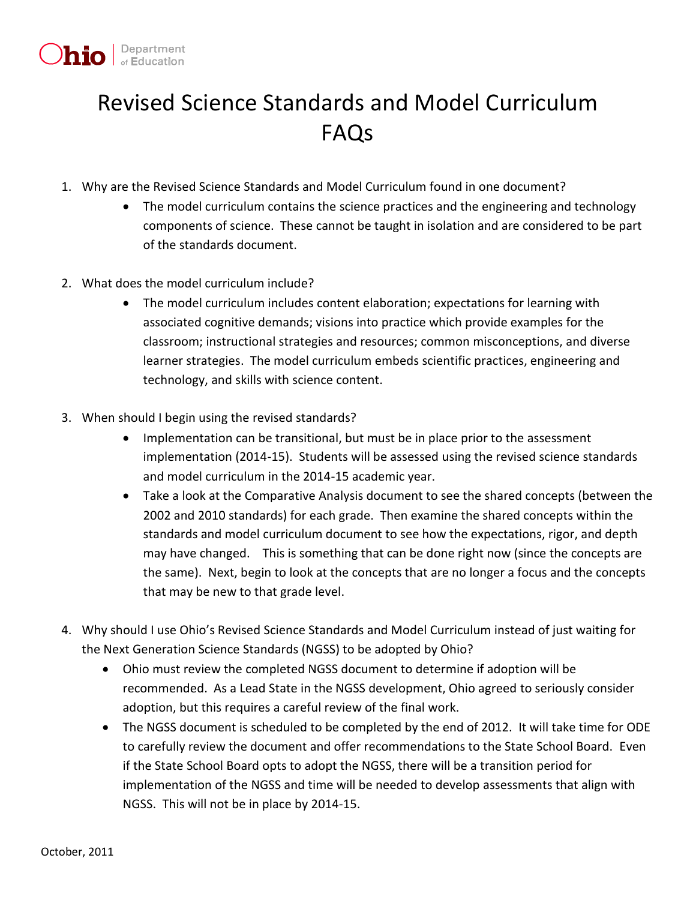# Revised Science Standards and Model Curriculum FAQs

1. Why are the Revised Science Standards and Model Curriculum found in one document?
   - The model curriculum contains the science practices and the engineering and technology components of science. These cannot be taught in isolation and are considered to be part of the standards document.

2. What does the model curriculum include?
   - The model curriculum includes content elaboration; expectations for learning with associated cognitive demands; visions into practice which provide examples for the classroom; instructional strategies and resources; common misconceptions, and diverse learner strategies. The model curriculum embeds scientific practices, engineering and technology, and skills with science content.

3. When should I begin using the revised standards?
   - Implementation can be transitional, but must be in place prior to the assessment implementation (2014-15). Students will be assessed using the revised science standards and model curriculum in the 2014-15 academic year.
   - Take a look at the Comparative Analysis document to see the shared concepts (between the 2002 and 2010 standards) for each grade. Then examine the shared concepts within the standards and model curriculum document to see how the expectations, rigor, and depth may have changed. This is something that can be done right now (since the concepts are the same). Next, begin to look at the concepts that are no longer a focus and the concepts that may be new to that grade level.

4. Why should I use Ohio's Revised Science Standards and Model Curriculum instead of just waiting for the Next Generation Science Standards (NGSS) to be adopted by Ohio?
   - Ohio must review the completed NGSS document to determine if adoption will be recommended. As a Lead State in the NGSS development, Ohio agreed to seriously consider adoption, but this requires a careful review of the final work.
   - The NGSS document is scheduled to be completed by the end of 2012. It will take time for ODE to carefully review the document and offer recommendations to the State School Board. Even if the State School Board opts to adopt the NGSS, there will be a transition period for implementation of the NGSS and time will be needed to develop assessments that align with NGSS. This will not be in place by 2014-15.

October, 2011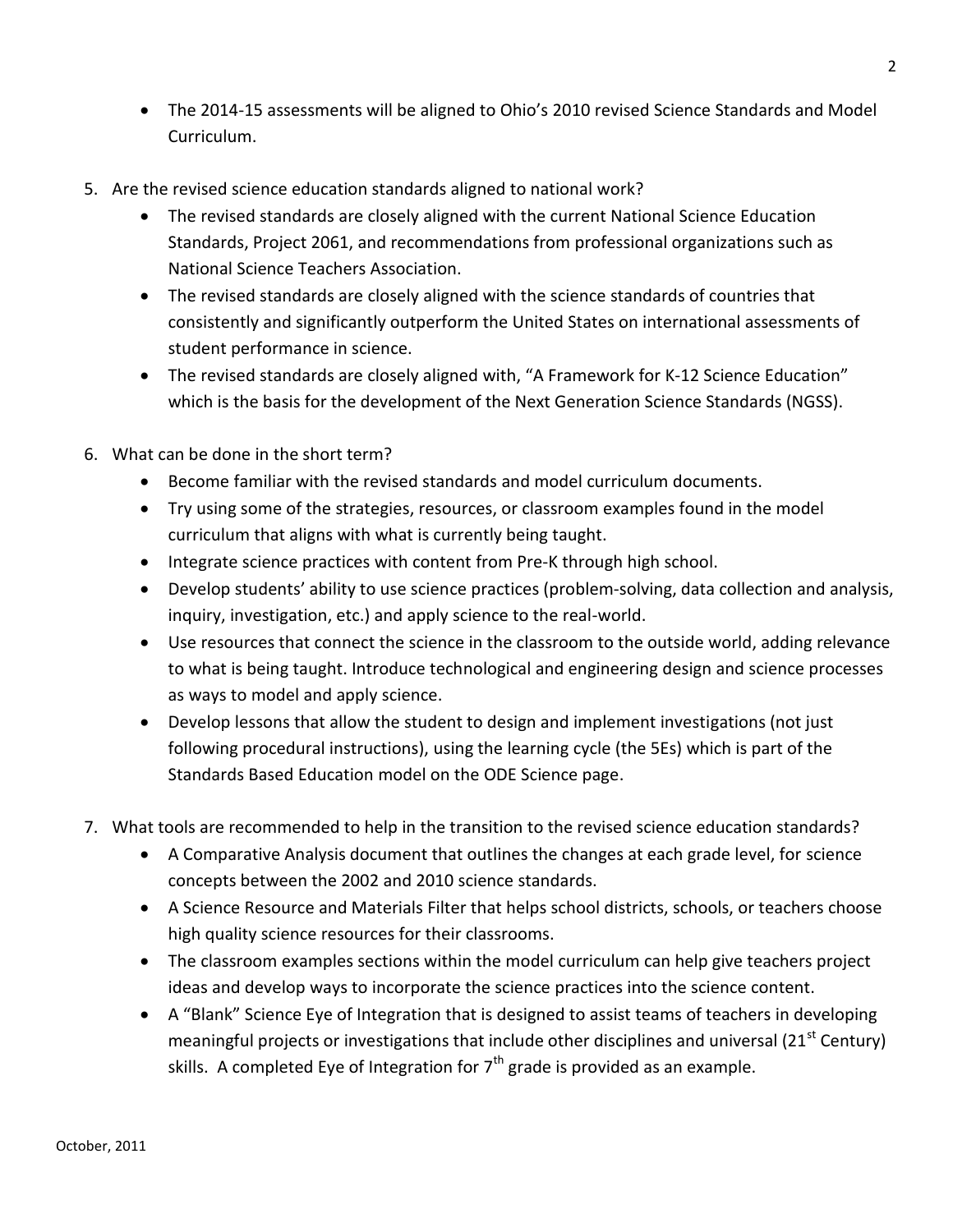- The 2014-15 assessments will be aligned to Ohio's 2010 revised Science Standards and Model Curriculum.

5. Are the revised science education standards aligned to national work?
   - The revised standards are closely aligned with the current National Science Education Standards, Project 2061, and recommendations from professional organizations such as National Science Teachers Association.
   - The revised standards are closely aligned with the science standards of countries that consistently and significantly outperform the United States on international assessments of student performance in science.
   - The revised standards are closely aligned with, "A Framework for K-12 Science Education" which is the basis for the development of the Next Generation Science Standards (NGSS).

6. What can be done in the short term?
   - Become familiar with the revised standards and model curriculum documents.
   - Try using some of the strategies, resources, or classroom examples found in the model curriculum that aligns with what is currently being taught.
   - Integrate science practices with content from Pre-K through high school.
   - Develop students' ability to use science practices (problem-solving, data collection and analysis, inquiry, investigation, etc.) and apply science to the real-world.
   - Use resources that connect the science in the classroom to the outside world, adding relevance to what is being taught. Introduce technological and engineering design and science processes as ways to model and apply science.
   - Develop lessons that allow the student to design and implement investigations (not just following procedural instructions), using the learning cycle (the 5Es) which is part of the Standards Based Education model on the ODE Science page.

7. What tools are recommended to help in the transition to the revised science education standards?
   - A Comparative Analysis document that outlines the changes at each grade level, for science concepts between the 2002 and 2010 science standards.
   - A Science Resource and Materials Filter that helps school districts, schools, or teachers choose high quality science resources for their classrooms.
   - The classroom examples sections within the model curriculum can help give teachers project ideas and develop ways to incorporate the science practices into the science content.
   - A "Blank" Science Eye of Integration that is designed to assist teams of teachers in developing meaningful projects or investigations that include other disciplines and universal (21st Century) skills. A completed Eye of Integration for 7th grade is provided as an example.

October, 2011